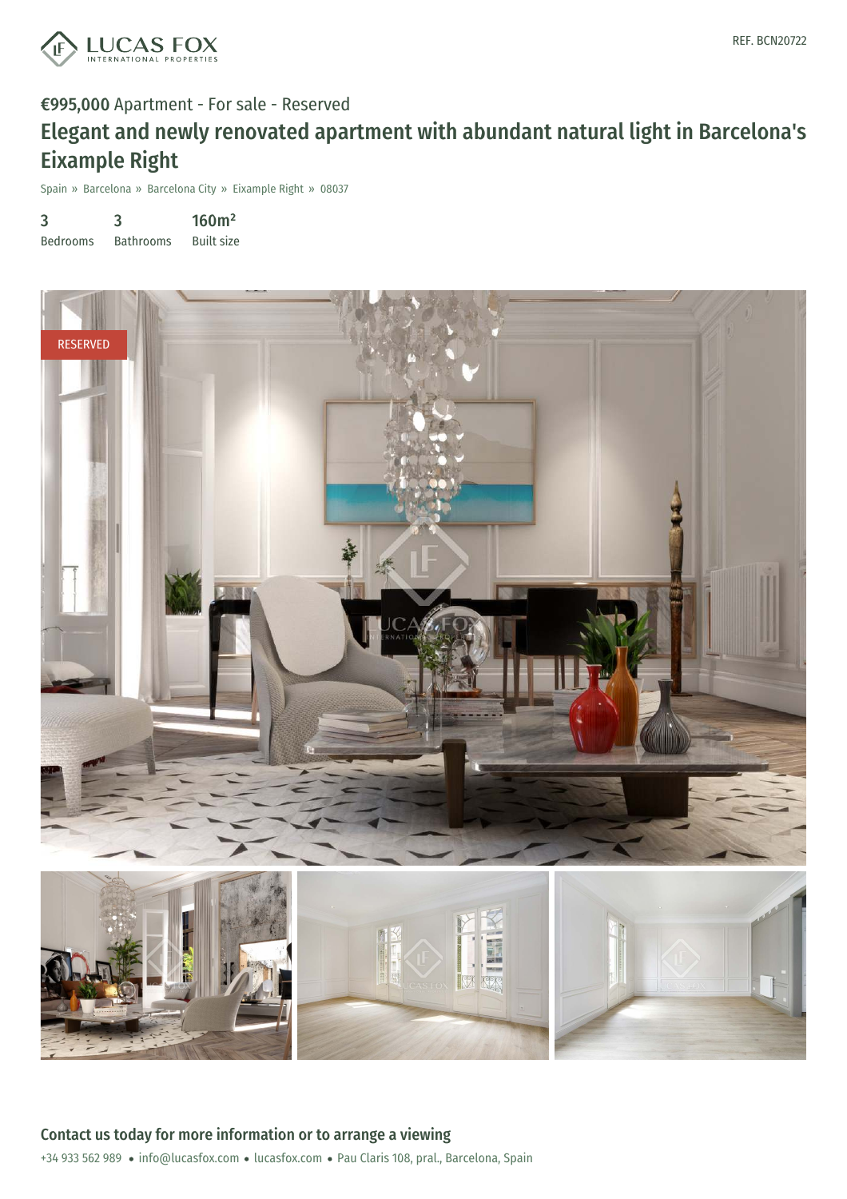REF. BCN20722

**€995,000** Apartment - For sale - Reserved

# Elegant and newly renovated apartment with abundant natural light in Barcelona's Eixample Right

Spain » Barcelona » Barcelona City » Eixample Right » 08037

| 3 | 3 | 160m² |
|---|---|---|
| Bedrooms | Bathrooms | Built size |

RESERVED

## Contact us today for more information or to arrange a viewing

+34 933 562 989 • info@lucasfox.com • lucasfox.com • Pau Claris 108, pral., Barcelona, Spain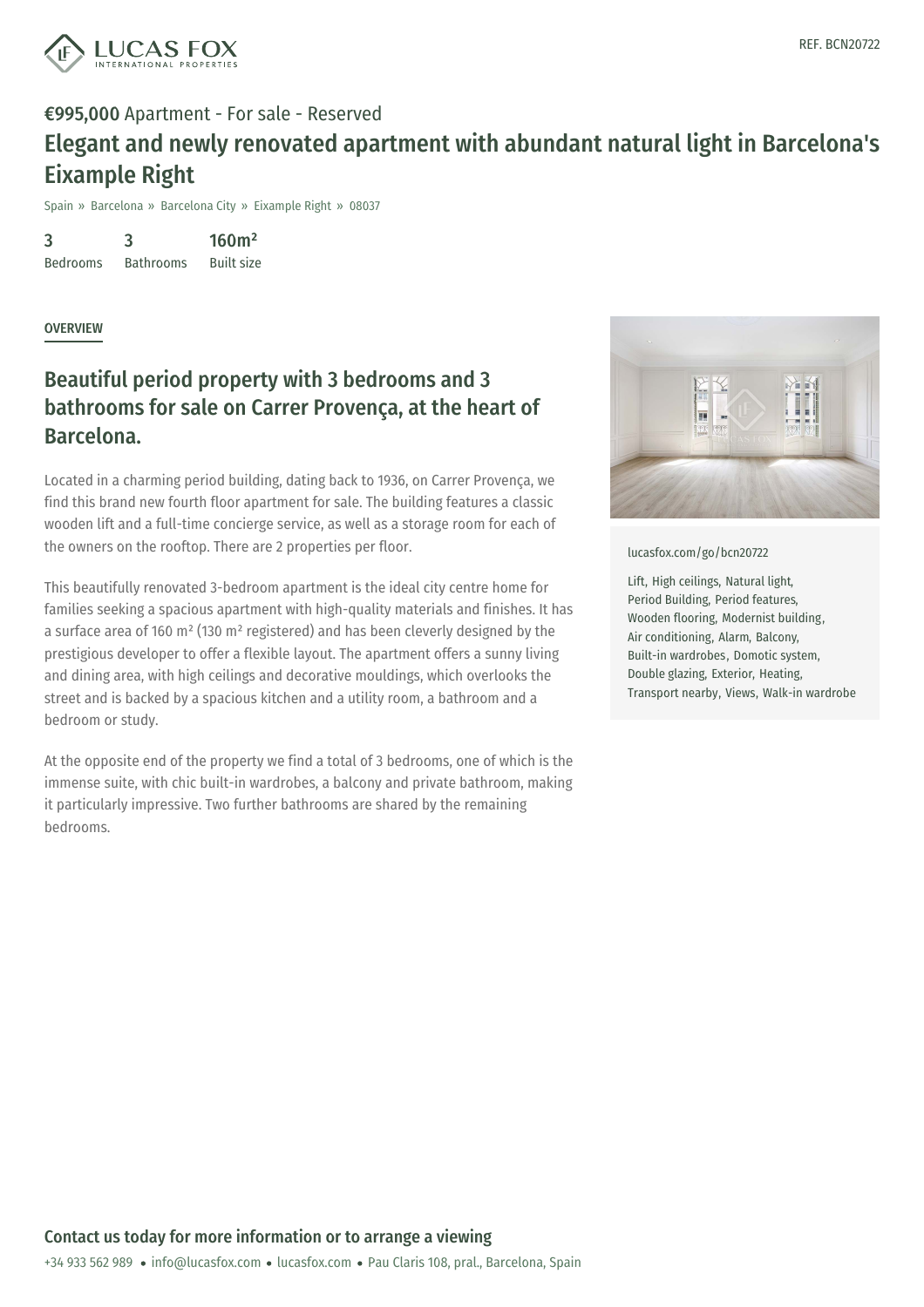REF. BCN20722

**€995,000** Apartment - For sale - Reserved

# Elegant and newly renovated apartment with abundant natural light in Barcelona's Eixample Right

Spain » Barcelona » Barcelona City » Eixample Right » 08037

| 3 | 3 | 160m² |
| --- | --- | --- |
| Bedrooms | Bathrooms | Built size |

OVERVIEW

## Beautiful period property with 3 bedrooms and 3 bathrooms for sale on Carrer Provença, at the heart of Barcelona.

Located in a charming period building, dating back to 1936, on Carrer Provença, we find this brand new fourth floor apartment for sale. The building features a classic wooden lift and a full-time concierge service, as well as a storage room for each of the owners on the rooftop. There are 2 properties per floor.

This beautifully renovated 3-bedroom apartment is the ideal city centre home for families seeking a spacious apartment with high-quality materials and finishes. It has a surface area of 160 m² (130 m² registered) and has been cleverly designed by the prestigious developer to offer a flexible layout. The apartment offers a sunny living and dining area, with high ceilings and decorative mouldings, which overlooks the street and is backed by a spacious kitchen and a utility room, a bathroom and a bedroom or study.

At the opposite end of the property we find a total of 3 bedrooms, one of which is the immense suite, with chic built-in wardrobes, a balcony and private bathroom, making it particularly impressive. Two further bathrooms are shared by the remaining bedrooms.

lucasfox.com/go/bcn20722

Lift, High ceilings, Natural light, Period Building, Period features, Wooden flooring, Modernist building, Air conditioning, Alarm, Balcony, Built-in wardrobes, Domotic system, Double glazing, Exterior, Heating, Transport nearby, Views, Walk-in wardrobe

**Contact us today for more information or to arrange a viewing**

+34 933 562 989 • info@lucasfox.com • lucasfox.com • Pau Claris 108, pral., Barcelona, Spain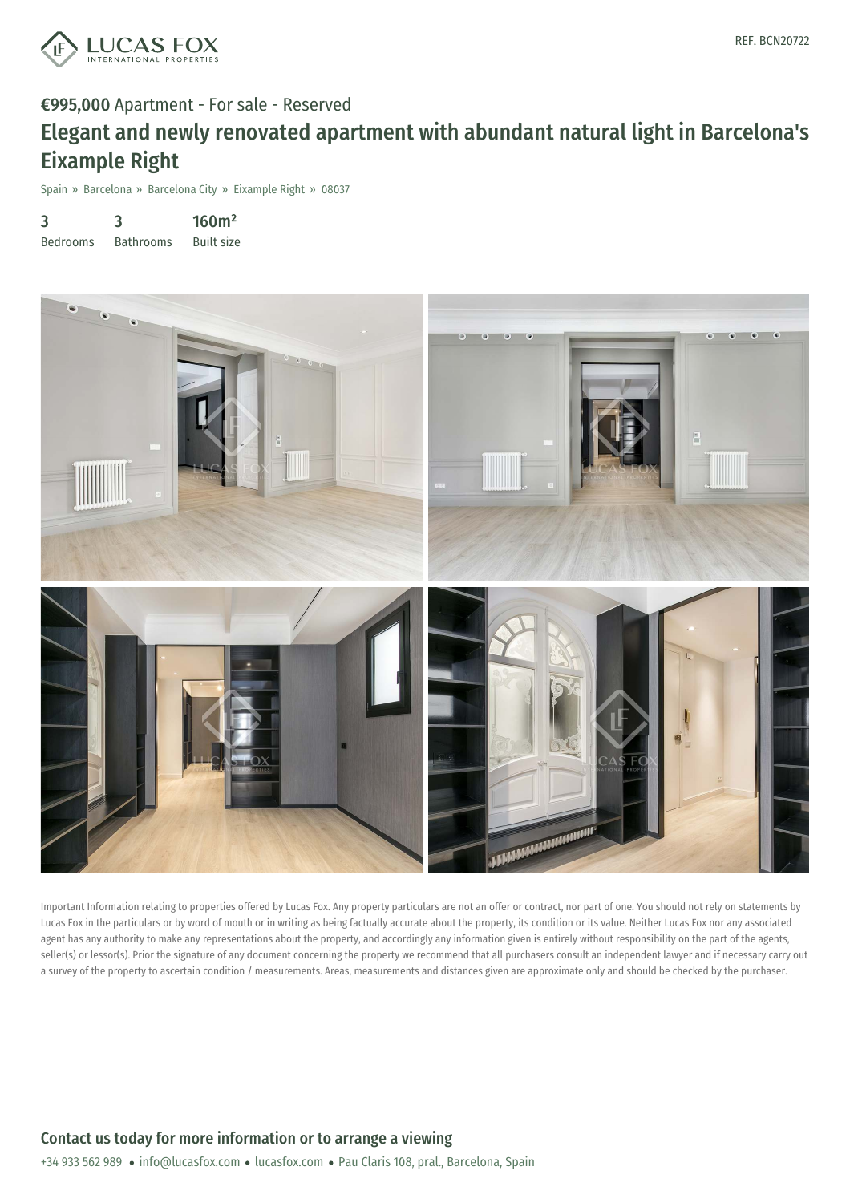REF. BCN20722

**€995,000** Apartment - For sale - Reserved

# Elegant and newly renovated apartment with abundant natural light in Barcelona's Eixample Right

Spain » Barcelona » Barcelona City » Eixample Right » 08037

| 3 | 3 | 160m² |
|---|---|---|
| Bedrooms | Bathrooms | Built size |

Important Information relating to properties offered by Lucas Fox. Any property particulars are not an offer or contract, nor part of one. You should not rely on statements by Lucas Fox in the particulars or by word of mouth or in writing as being factually accurate about the property, its condition or its value. Neither Lucas Fox nor any associated agent has any authority to make any representations about the property, and accordingly any information given is entirely without responsibility on the part of the agents, seller(s) or lessor(s). Prior the signature of any document concerning the property we recommend that all purchasers consult an independent lawyer and if necessary carry out a survey of the property to ascertain condition / measurements. Areas, measurements and distances given are approximate only and should be checked by the purchaser.

## Contact us today for more information or to arrange a viewing

+34 933 562 989 • info@lucasfox.com • lucasfox.com • Pau Claris 108, pral., Barcelona, Spain